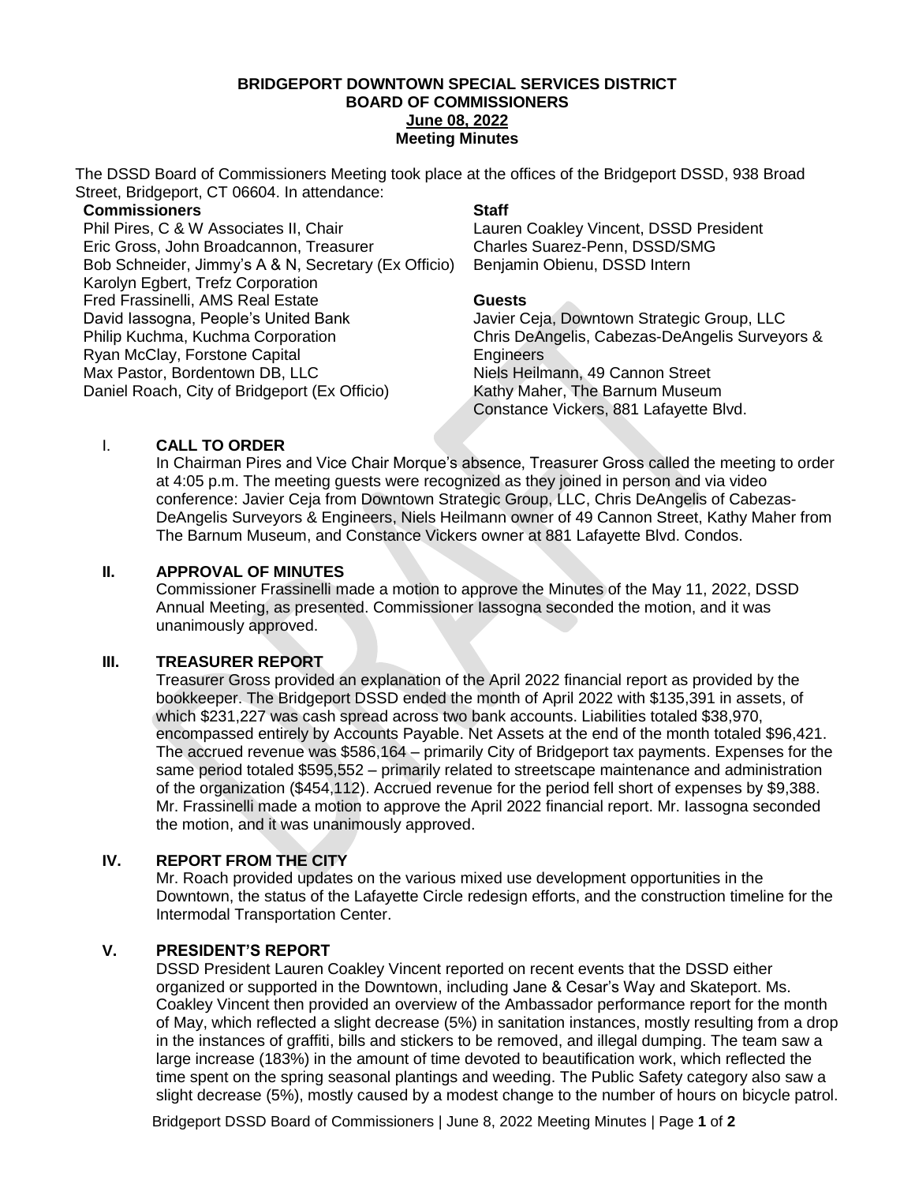**BRIDGEPORT DOWNTOWN SPECIAL SERVICES DISTRICT**
**BOARD OF COMMISSIONERS**
**June 08, 2022**
**Meeting Minutes**

The DSSD Board of Commissioners Meeting took place at the offices of the Bridgeport DSSD, 938 Broad Street, Bridgeport, CT 06604. In attendance:

**Commissioners**
Phil Pires, C & W Associates II, Chair
Eric Gross, John Broadcannon, Treasurer
Bob Schneider, Jimmy's A & N, Secretary (Ex Officio)
Karolyn Egbert, Trefz Corporation
Fred Frassinelli, AMS Real Estate
David Iassogna, People's United Bank
Philip Kuchma, Kuchma Corporation
Ryan McClay, Forstone Capital
Max Pastor, Bordentown DB, LLC
Daniel Roach, City of Bridgeport (Ex Officio)

**Staff**
Lauren Coakley Vincent, DSSD President
Charles Suarez-Penn, DSSD/SMG
Benjamin Obienu, DSSD Intern

**Guests**
Javier Ceja, Downtown Strategic Group, LLC
Chris DeAngelis, Cabezas-DeAngelis Surveyors & Engineers
Niels Heilmann, 49 Cannon Street
Kathy Maher, The Barnum Museum
Constance Vickers, 881 Lafayette Blvd.

## I. CALL TO ORDER

In Chairman Pires and Vice Chair Morque's absence, Treasurer Gross called the meeting to order at 4:05 p.m. The meeting guests were recognized as they joined in person and via video conference: Javier Ceja from Downtown Strategic Group, LLC, Chris DeAngelis of Cabezas-DeAngelis Surveyors & Engineers, Niels Heilmann owner of 49 Cannon Street, Kathy Maher from The Barnum Museum, and Constance Vickers owner at 881 Lafayette Blvd. Condos.

## II. APPROVAL OF MINUTES

Commissioner Frassinelli made a motion to approve the Minutes of the May 11, 2022, DSSD Annual Meeting, as presented. Commissioner Iassogna seconded the motion, and it was unanimously approved.

## III. TREASURER REPORT

Treasurer Gross provided an explanation of the April 2022 financial report as provided by the bookkeeper. The Bridgeport DSSD ended the month of April 2022 with $135,391 in assets, of which $231,227 was cash spread across two bank accounts. Liabilities totaled $38,970, encompassed entirely by Accounts Payable. Net Assets at the end of the month totaled $96,421. The accrued revenue was $586,164 – primarily City of Bridgeport tax payments. Expenses for the same period totaled $595,552 – primarily related to streetscape maintenance and administration of the organization ($454,112). Accrued revenue for the period fell short of expenses by $9,388. Mr. Frassinelli made a motion to approve the April 2022 financial report. Mr. Iassogna seconded the motion, and it was unanimously approved.

## IV. REPORT FROM THE CITY

Mr. Roach provided updates on the various mixed use development opportunities in the Downtown, the status of the Lafayette Circle redesign efforts, and the construction timeline for the Intermodal Transportation Center.

## V. PRESIDENT'S REPORT

DSSD President Lauren Coakley Vincent reported on recent events that the DSSD either organized or supported in the Downtown, including Jane & Cesar's Way and Skateport. Ms. Coakley Vincent then provided an overview of the Ambassador performance report for the month of May, which reflected a slight decrease (5%) in sanitation instances, mostly resulting from a drop in the instances of graffiti, bills and stickers to be removed, and illegal dumping. The team saw a large increase (183%) in the amount of time devoted to beautification work, which reflected the time spent on the spring seasonal plantings and weeding. The Public Safety category also saw a slight decrease (5%), mostly caused by a modest change to the number of hours on bicycle patrol.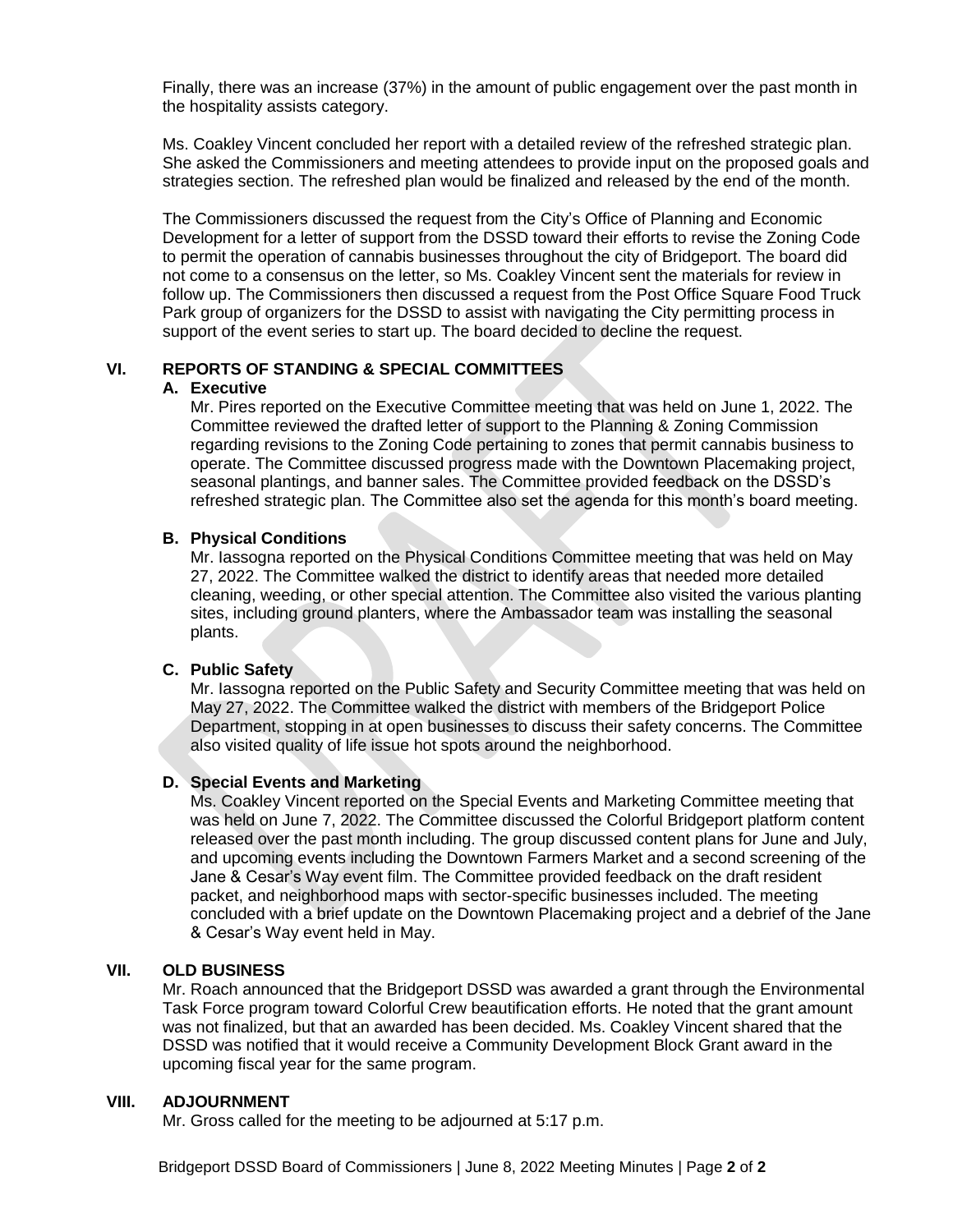Finally, there was an increase (37%) in the amount of public engagement over the past month in the hospitality assists category.

Ms. Coakley Vincent concluded her report with a detailed review of the refreshed strategic plan. She asked the Commissioners and meeting attendees to provide input on the proposed goals and strategies section. The refreshed plan would be finalized and released by the end of the month.

The Commissioners discussed the request from the City's Office of Planning and Economic Development for a letter of support from the DSSD toward their efforts to revise the Zoning Code to permit the operation of cannabis businesses throughout the city of Bridgeport. The board did not come to a consensus on the letter, so Ms. Coakley Vincent sent the materials for review in follow up. The Commissioners then discussed a request from the Post Office Square Food Truck Park group of organizers for the DSSD to assist with navigating the City permitting process in support of the event series to start up. The board decided to decline the request.

## VI. REPORTS OF STANDING & SPECIAL COMMITTEES

### A. Executive

Mr. Pires reported on the Executive Committee meeting that was held on June 1, 2022. The Committee reviewed the drafted letter of support to the Planning & Zoning Commission regarding revisions to the Zoning Code pertaining to zones that permit cannabis business to operate. The Committee discussed progress made with the Downtown Placemaking project, seasonal plantings, and banner sales. The Committee provided feedback on the DSSD's refreshed strategic plan. The Committee also set the agenda for this month's board meeting.

### B. Physical Conditions

Mr. Iassogna reported on the Physical Conditions Committee meeting that was held on May 27, 2022. The Committee walked the district to identify areas that needed more detailed cleaning, weeding, or other special attention. The Committee also visited the various planting sites, including ground planters, where the Ambassador team was installing the seasonal plants.

### C. Public Safety

Mr. Iassogna reported on the Public Safety and Security Committee meeting that was held on May 27, 2022. The Committee walked the district with members of the Bridgeport Police Department, stopping in at open businesses to discuss their safety concerns. The Committee also visited quality of life issue hot spots around the neighborhood.

### D. Special Events and Marketing

Ms. Coakley Vincent reported on the Special Events and Marketing Committee meeting that was held on June 7, 2022. The Committee discussed the Colorful Bridgeport platform content released over the past month including. The group discussed content plans for June and July, and upcoming events including the Downtown Farmers Market and a second screening of the Jane & Cesar's Way event film. The Committee provided feedback on the draft resident packet, and neighborhood maps with sector-specific businesses included. The meeting concluded with a brief update on the Downtown Placemaking project and a debrief of the Jane & Cesar's Way event held in May.

## VII. OLD BUSINESS

Mr. Roach announced that the Bridgeport DSSD was awarded a grant through the Environmental Task Force program toward Colorful Crew beautification efforts. He noted that the grant amount was not finalized, but that an awarded has been decided. Ms. Coakley Vincent shared that the DSSD was notified that it would receive a Community Development Block Grant award in the upcoming fiscal year for the same program.

## VIII. ADJOURNMENT

Mr. Gross called for the meeting to be adjourned at 5:17 p.m.